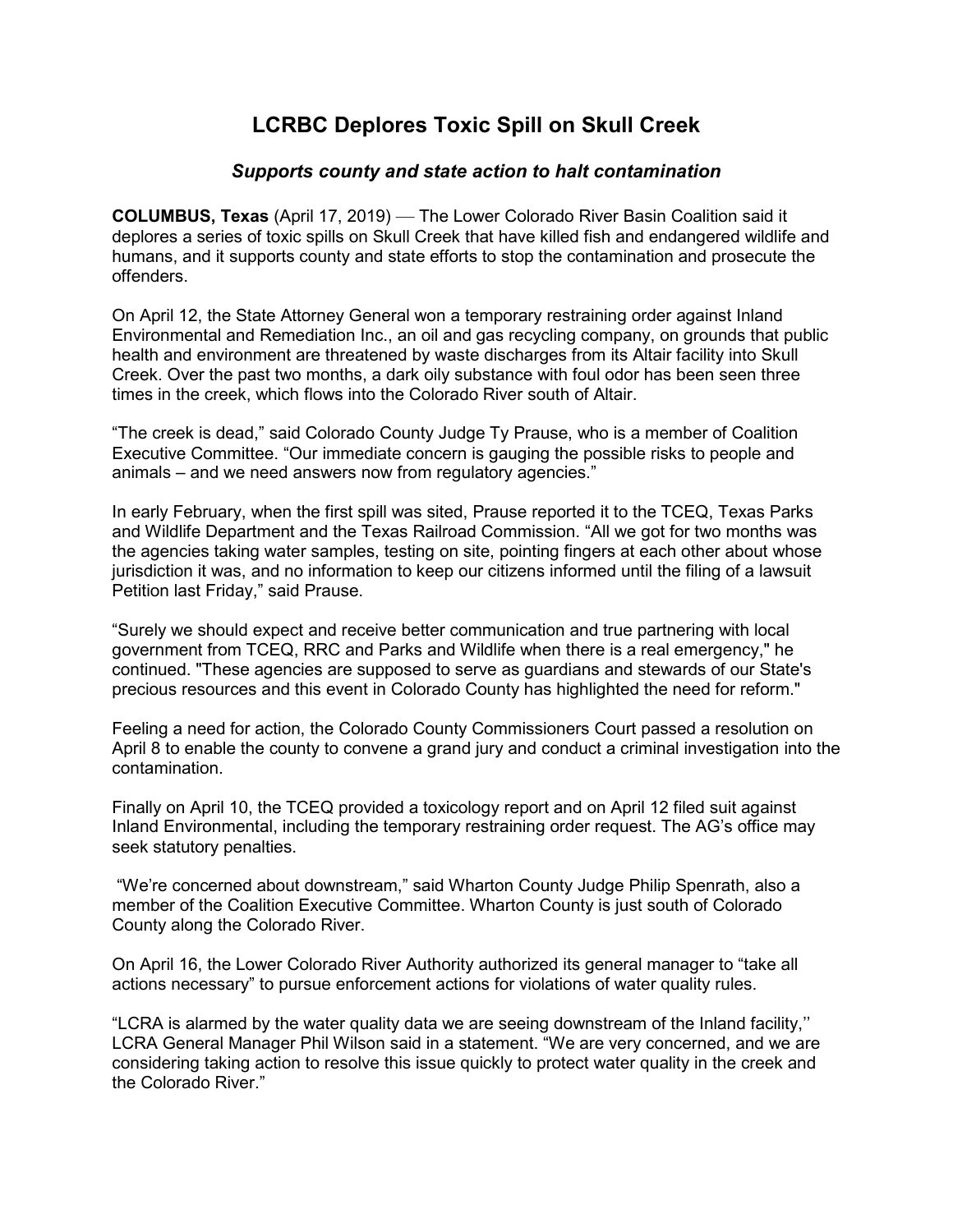# LCRBC Deplores Toxic Spill on Skull Creek

### *Supports county and state action to halt contamination*

**COLUMBUS, Texas** (April 17, 2019) — The Lower Colorado River Basin Coalition said it deplores a series of toxic spills on Skull Creek that have killed fish and endangered wildlife and humans, and it supports county and state efforts to stop the contamination and prosecute the offenders.

On April 12, the State Attorney General won a temporary restraining order against Inland Environmental and Remediation Inc., an oil and gas recycling company, on grounds that public health and environment are threatened by waste discharges from its Altair facility into Skull Creek. Over the past two months, a dark oily substance with foul odor has been seen three times in the creek, which flows into the Colorado River south of Altair.

"The creek is dead," said Colorado County Judge Ty Prause, who is a member of Coalition Executive Committee. "Our immediate concern is gauging the possible risks to people and animals – and we need answers now from regulatory agencies."

In early February, when the first spill was sited, Prause reported it to the TCEQ, Texas Parks and Wildlife Department and the Texas Railroad Commission. "All we got for two months was the agencies taking water samples, testing on site, pointing fingers at each other about whose jurisdiction it was, and no information to keep our citizens informed until the filing of a lawsuit Petition last Friday," said Prause.

"Surely we should expect and receive better communication and true partnering with local government from TCEQ, RRC and Parks and Wildlife when there is a real emergency," he continued. "These agencies are supposed to serve as guardians and stewards of our State's precious resources and this event in Colorado County has highlighted the need for reform."

Feeling a need for action, the Colorado County Commissioners Court passed a resolution on April 8 to enable the county to convene a grand jury and conduct a criminal investigation into the contamination.

Finally on April 10, the TCEQ provided a toxicology report and on April 12 filed suit against Inland Environmental, including the temporary restraining order request. The AG's office may seek statutory penalties.

"We're concerned about downstream," said Wharton County Judge Philip Spenrath, also a member of the Coalition Executive Committee. Wharton County is just south of Colorado County along the Colorado River.

On April 16, the Lower Colorado River Authority authorized its general manager to "take all actions necessary" to pursue enforcement actions for violations of water quality rules.

"LCRA is alarmed by the water quality data we are seeing downstream of the Inland facility,'' LCRA General Manager Phil Wilson said in a statement. "We are very concerned, and we are considering taking action to resolve this issue quickly to protect water quality in the creek and the Colorado River."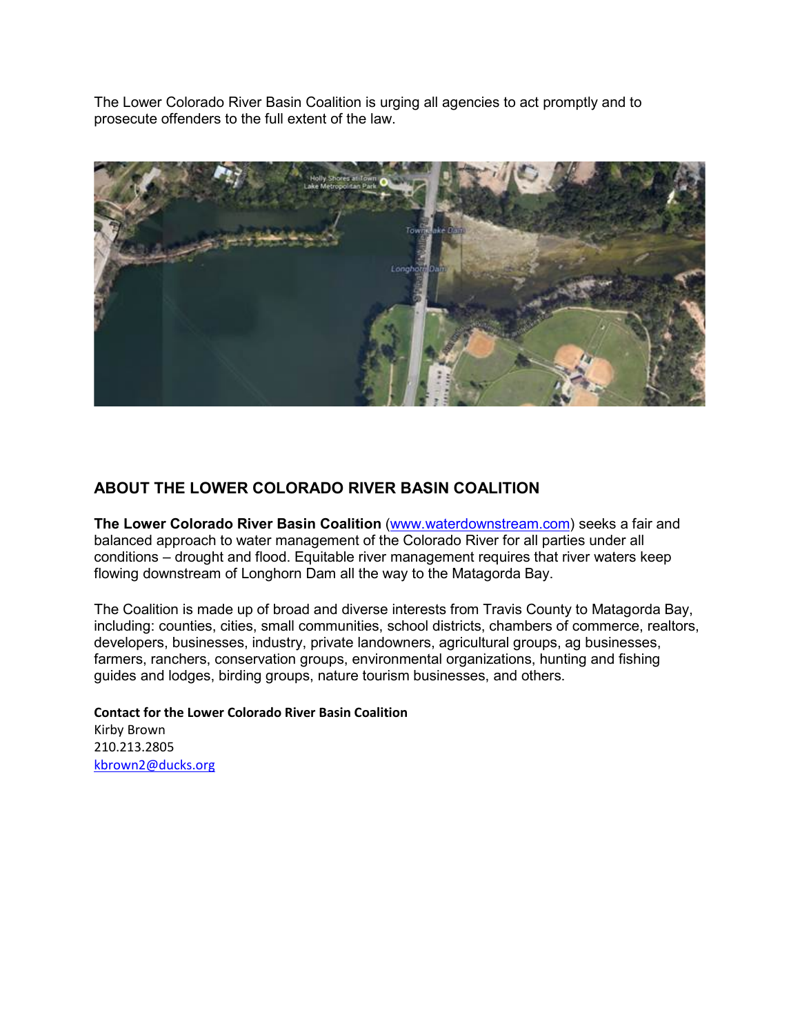The Lower Colorado River Basin Coalition is urging all agencies to act promptly and to prosecute offenders to the full extent of the law.

## ABOUT THE LOWER COLORADO RIVER BASIN COALITION

**The Lower Colorado River Basin Coalition** (www.waterdownstream.com) seeks a fair and balanced approach to water management of the Colorado River for all parties under all conditions – drought and flood. Equitable river management requires that river waters keep flowing downstream of Longhorn Dam all the way to the Matagorda Bay.

The Coalition is made up of broad and diverse interests from Travis County to Matagorda Bay, including: counties, cities, small communities, school districts, chambers of commerce, realtors, developers, businesses, industry, private landowners, agricultural groups, ag businesses, farmers, ranchers, conservation groups, environmental organizations, hunting and fishing guides and lodges, birding groups, nature tourism businesses, and others.

**Contact for the Lower Colorado River Basin Coalition**
Kirby Brown
210.213.2805
kbrown2@ducks.org